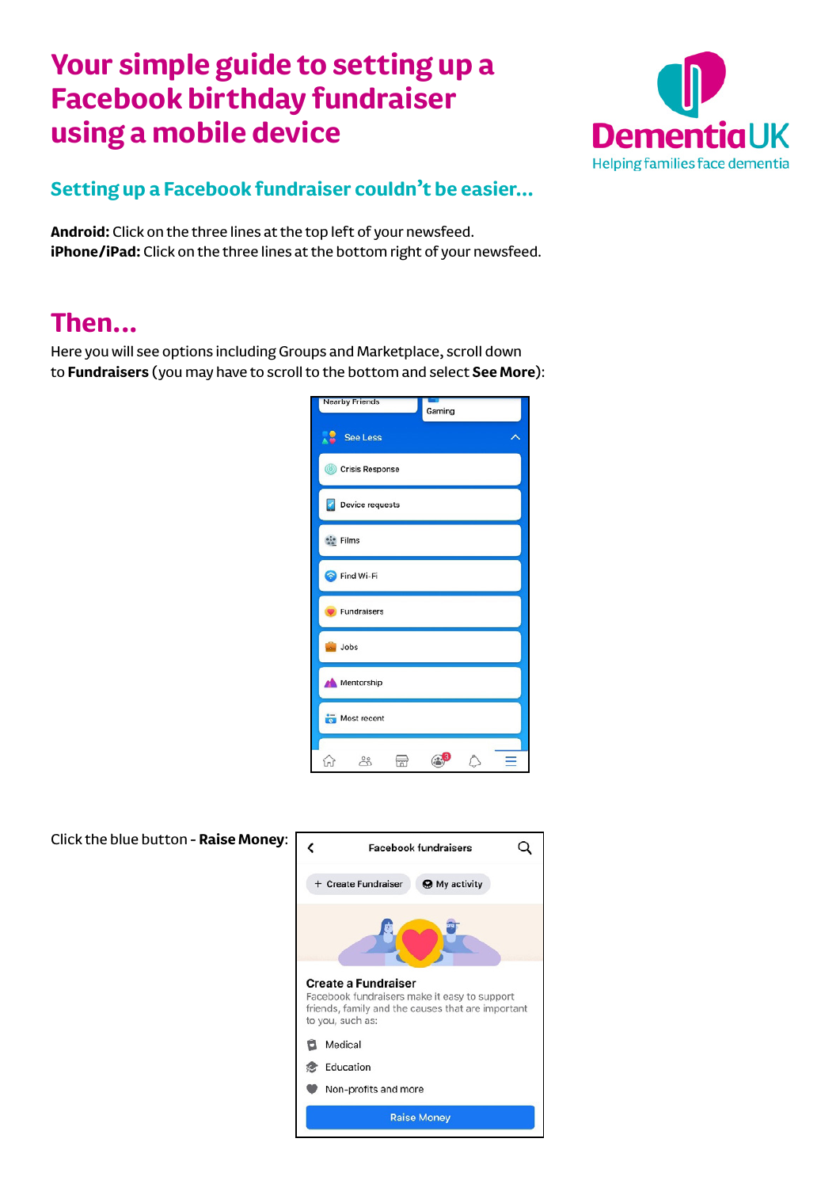# Your simple guide to setting up a Facebook birthday fundraiser using a mobile device

Dementia UK
Helping families face dementia

## Setting up a Facebook fundraiser couldn't be easier...

**Android:** Click on the three lines at the top left of your newsfeed.
**iPhone/iPad:** Click on the three lines at the bottom right of your newsfeed.

## Then...

Here you will see options including Groups and Marketplace, scroll down to **Fundraisers** (you may have to scroll to the bottom and select **See More**):

Click the blue button - **Raise Money**: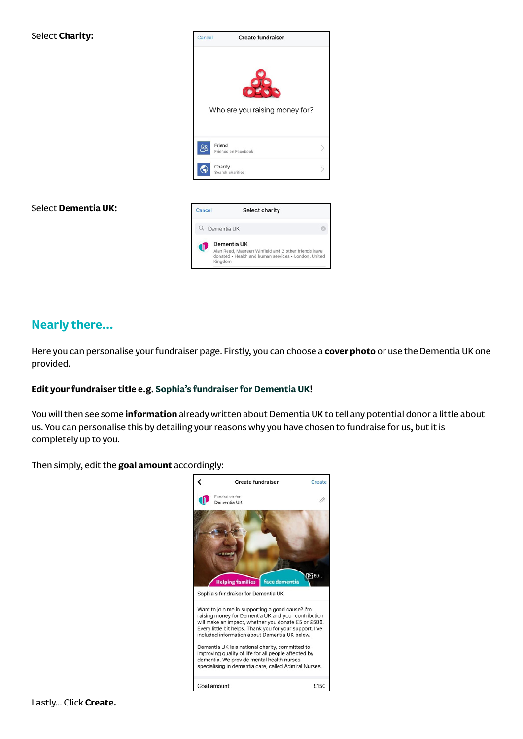Select **Charity:**

Select **Dementia UK:**

## Nearly there...

Here you can personalise your fundraiser page. Firstly, you can choose a **cover photo** or use the Dementia UK one provided.

**Edit your fundraiser title e.g. Sophia's fundraiser for Dementia UK!**

You will then see some **information** already written about Dementia UK to tell any potential donor a little about us. You can personalise this by detailing your reasons why you have chosen to fundraise for us, but it is completely up to you.

Then simply, edit the **goal amount** accordingly:

Lastly... Click **Create.**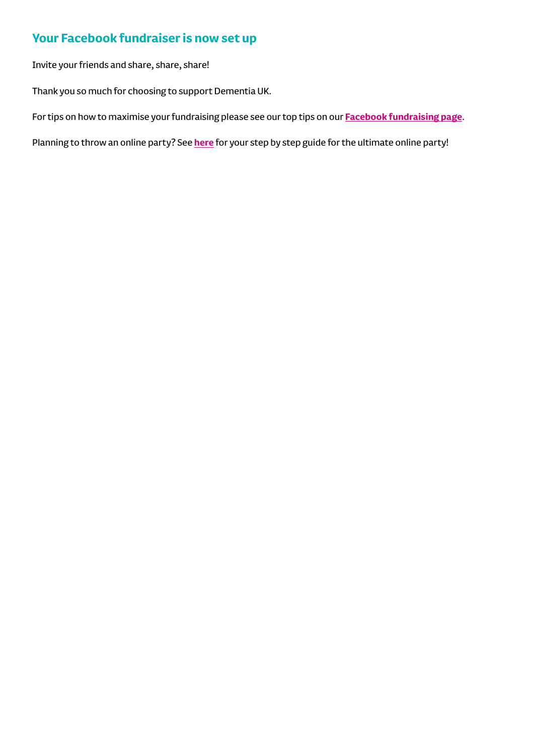## Your Facebook fundraiser is now set up

Invite your friends and share, share, share!

Thank you so much for choosing to support Dementia UK.

For tips on how to maximise your fundraising please see our top tips on our **Facebook fundraising page**.

Planning to throw an online party? See **here** for your step by step guide for the ultimate online party!